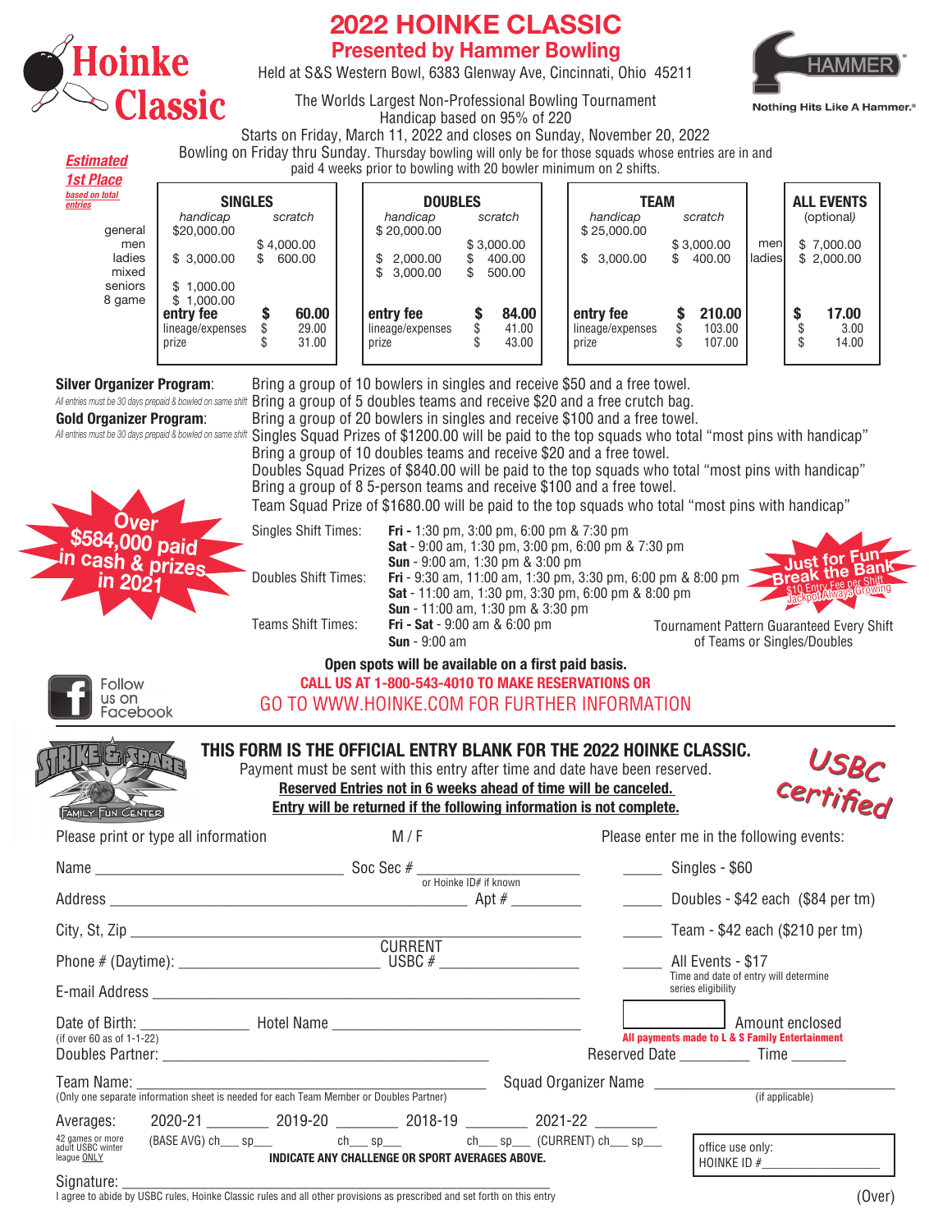# 2022 HOINKE CLASSIC

## Presented by Hammer Bowling

Hoinke Classic

HAMMER — Nothing Hits Like A Hammer.®

Held at S&S Western Bowl, 6383 Glenway Ave, Cincinnati, Ohio 45211

The Worlds Largest Non-Professional Bowling Tournament
Handicap based on 95% of 220
Starts on Friday, March 11, 2022 and closes on Sunday, November 20, 2022
Bowling on Friday thru Sunday. Thursday bowling will only be for those squads whose entries are in and paid 4 weeks prior to bowling with 20 bowler minimum on 2 shifts.

***Estimated 1st Place*** *based on total entries*

| | SINGLES handicap | SINGLES scratch | DOUBLES handicap | DOUBLES scratch | TEAM handicap | TEAM scratch | | ALL EVENTS (optional) |
|---|---|---|---|---|---|---|---|---|
| general | $20,000.00 | | $ 20,000.00 | | $ 25,000.00 | | | |
| men | | $ 4,000.00 | | $ 3,000.00 | | $ 3,000.00 | men | $ 7,000.00 |
| ladies | $ 3,000.00 | $ 600.00 | $ 2,000.00 | $ 400.00 | $ 3,000.00 | $ 400.00 | ladies | $ 2,000.00 |
| mixed | | | $ 3,000.00 | $ 500.00 | | | | |
| seniors | $ 1,000.00 | | | | | | | |
| 8 game | $ 1,000.00 | | | | | | | |
| **entry fee** | | **$ 60.00** | | **$ 84.00** | | **$ 210.00** | | **$ 17.00** |
| lineage/expenses | | $ 29.00 | | $ 41.00 | | $ 103.00 | | $ 3.00 |
| prize | | $ 31.00 | | $ 43.00 | | $ 107.00 | | $ 14.00 |

**Silver Organizer Program**: Bring a group of 10 bowlers in singles and receive $50 and a free towel.
*All entries must be 30 days prepaid & bowled on same shift* Bring a group of 5 doubles teams and receive $20 and a free crutch bag.

**Gold Organizer Program**: Bring a group of 20 bowlers in singles and receive $100 and a free towel.
*All entries must be 30 days prepaid & bowled on same shift* Singles Squad Prizes of $1200.00 will be paid to the top squads who total "most pins with handicap"
Bring a group of 10 doubles teams and receive $20 and a free towel.
Doubles Squad Prizes of $840.00 will be paid to the top squads who total "most pins with handicap"
Bring a group of 8 5-person teams and receive $100 and a free towel.
Team Squad Prize of $1680.00 will be paid to the top squads who total "most pins with handicap"

**Over $584,000 paid in cash & prizes in 2021**

Singles Shift Times: **Fri -** 1:30 pm, 3:00 pm, 6:00 pm & 7:30 pm
**Sat -** 9:00 am, 1:30 pm, 3:00 pm, 6:00 pm & 7:30 pm
**Sun -** 9:00 am, 1:30 pm & 3:00 pm

Doubles Shift Times: **Fri -** 9:30 am, 11:00 am, 1:30 pm, 3:30 pm, 6:00 pm & 8:00 pm
**Sat -** 11:00 am, 1:30 pm, 3:30 pm, 6:00 pm & 8:00 pm
**Sun -** 11:00 am, 1:30 pm & 3:30 pm

Teams Shift Times: **Fri - Sat -** 9:00 am & 6:00 pm
**Sun -** 9:00 am

**Just for Fun Break the Bank** — $10 Entry Fee per Shift, Jackpot Always Growing

Tournament Pattern Guaranteed Every Shift of Teams or Singles/Doubles

**Open spots will be available on a first paid basis.**
**CALL US AT 1-800-543-4010 TO MAKE RESERVATIONS OR**
GO TO WWW.HOINKE.COM FOR FURTHER INFORMATION

Follow us on Facebook

---

Strike & Spare Family Fun Center

**THIS FORM IS THE OFFICIAL ENTRY BLANK FOR THE 2022 HOINKE CLASSIC.**
Payment must be sent with this entry after time and date have been reserved.
**Reserved Entries not in 6 weeks ahead of time will be canceled.**
**Entry will be returned if the following information is not complete.**

USBC Certified

Please print or type all information M / F

Name ______________________ Soc Sec # ______________ (or Hoinke ID# if known)

Address ______________________ Apt # ________

City, St, Zip ______________________

Phone # (Daytime): ______________ CURRENT USBC # ______________

E-mail Address ______________________

Date of Birth: __________ (if over 60 as of 1-1-22) Hotel Name ______________________

Doubles Partner: ______________________

Please enter me in the following events:

_____ Singles - $60
_____ Doubles - $42 each ($84 per tm)
_____ Team - $42 each ($210 per tm)
_____ All Events - $17 (Time and date of entry will determine series eligibility)

[ ] Amount enclosed
**All payments made to L & S Family Entertainment**

Reserved Date ________ Time ______

Team Name: ______________________ (Only one separate information sheet is needed for each Team Member or Doubles Partner)

Squad Organizer Name ______________________ (if applicable)

Averages: 2020-21 ______ 2019-20 ______ 2018-19 ______ 2021-22 ______
*42 games or more adult USBC winter league ONLY* (BASE AVG) ch___ sp___ ch___ sp___ ch___ sp___ (CURRENT) ch___ sp___
**INDICATE ANY CHALLENGE OR SPORT AVERAGES ABOVE.**

office use only: HOINKE ID #______________

Signature: ______________________
I agree to abide by USBC rules, Hoinke Classic rules and all other provisions as prescribed and set forth on this entry

(Over)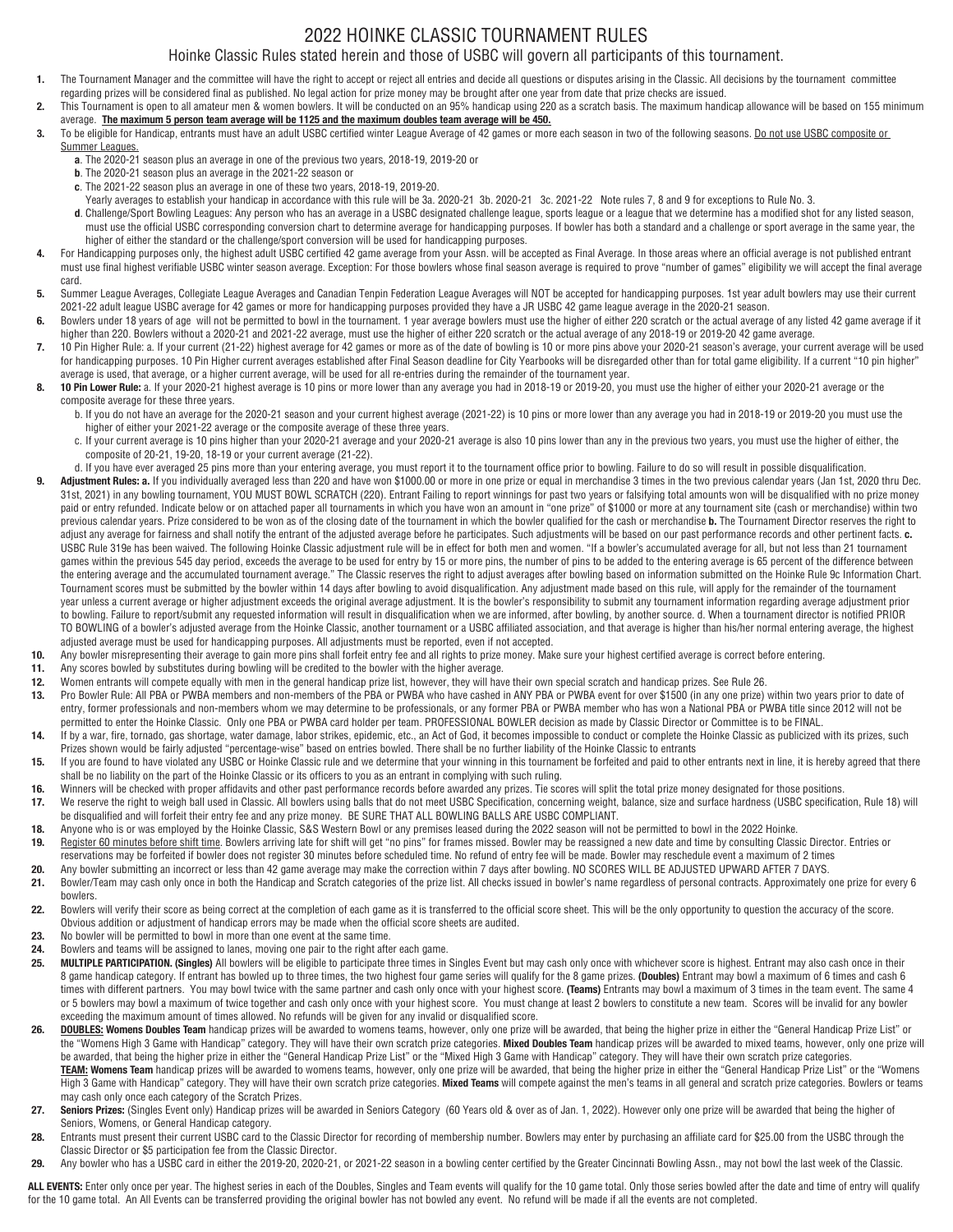# 2022 HOINKE CLASSIC TOURNAMENT RULES

## Hoinke Classic Rules stated herein and those of USBC will govern all participants of this tournament.

1. The Tournament Manager and the committee will have the right to accept or reject all entries and decide all questions or disputes arising in the Classic. All decisions by the tournament committee regarding prizes will be considered final as published. No legal action for prize money may be brought after one year from date that prize checks are issued.
2. This Tournament is open to all amateur men & women bowlers. It will be conducted on an 95% handicap using 220 as a scratch basis. The maximum handicap allowance will be based on 155 minimum average. **The maximum 5 person team average will be 1125 and the maximum doubles team average will be 450.**
3. To be eligible for Handicap, entrants must have an adult USBC certified winter League Average of 42 games or more each season in two of the following seasons. Do not use USBC composite or Summer Leagues.
   - **a**. The 2020-21 season plus an average in one of the previous two years, 2018-19, 2019-20 or
   - **b**. The 2020-21 season plus an average in the 2021-22 season or
   - **c**. The 2021-22 season plus an average in one of these two years, 2018-19, 2019-20.
   
   Yearly averages to establish your handicap in accordance with this rule will be 3a. 2020-21 3b. 2020-21 3c. 2021-22 Note rules 7, 8 and 9 for exceptions to Rule No. 3.
   - **d**. Challenge/Sport Bowling Leagues: Any person who has an average in a USBC designated challenge league, sports league or a league that we determine has a modified shot for any listed season, must use the official USBC corresponding conversion chart to determine average for handicapping purposes. If bowler has both a standard and a challenge or sport average in the same year, the higher of either the standard or the challenge/sport conversion will be used for handicapping purposes.
4. For Handicapping purposes only, the highest adult USBC certified 42 game average from your Assn. will be accepted as Final Average. In those areas where an official average is not published entrant must use final highest verifiable USBC winter season average. Exception: For those bowlers whose final season average is required to prove "number of games" eligibility we will accept the final average card.
5. Summer League Averages, Collegiate League Averages and Canadian Tenpin Federation League Averages will NOT be accepted for handicapping purposes. 1st year adult bowlers may use their current 2021-22 adult league USBC average for 42 games or more for handicapping purposes provided they have a JR USBC 42 game league average in the 2020-21 season.
6. Bowlers under 18 years of age will not be permitted to bowl in the tournament. 1 year average bowlers must use the higher of either 220 scratch or the actual average of any listed 42 game average if it higher than 220. Bowlers without a 2020-21 and 2021-22 average, must use the higher of either 220 scratch or the actual average of any 2018-19 or 2019-20 42 game average.
7. 10 Pin Higher Rule: a. If your current (21-22) highest average for 42 games or more as of the date of bowling is 10 or more pins above your 2020-21 season's average, your current average will be used for handicapping purposes. 10 Pin Higher current averages established after Final Season deadline for City Yearbooks will be disregarded other than for total game eligibility. If a current "10 pin higher" average is used, that average, or a higher current average, will be used for all re-entries during the remainder of the tournament year.
8. **10 Pin Lower Rule:** a. If your 2020-21 highest average is 10 pins or more lower than any average you had in 2018-19 or 2019-20, you must use the higher of either your 2020-21 average or the composite average for these three years.
   - b. If you do not have an average for the 2020-21 season and your current highest average (2021-22) is 10 pins or more lower than any average you had in 2018-19 or 2019-20 you must use the higher of either your 2021-22 average or the composite average of these three years.
   - c. If your current average is 10 pins higher than your 2020-21 average and your 2020-21 average is also 10 pins lower than any in the previous two years, you must use the higher of either, the composite of 20-21, 19-20, 18-19 or your current average (21-22).
   - d. If you have ever averaged 25 pins more than your entering average, you must report it to the tournament office prior to bowling. Failure to do so will result in possible disqualification.
9. **Adjustment Rules: a.** If you individually averaged less than 220 and have won $1000.00 or more in one prize or equal in merchandise 3 times in the two previous calendar years (Jan 1st, 2020 thru Dec. 31st, 2021) in any bowling tournament, YOU MUST BOWL SCRATCH (220). Entrant Failing to report winnings for past two years or falsifying total amounts won will be disqualified with no prize money paid or entry refunded. Indicate below or on attached paper all tournaments in which you have won an amount in "one prize" of $1000 or more at any tournament site (cash or merchandise) within two previous calendar years. Prize considered to be won as of the closing date of the tournament in which the bowler qualified for the cash or merchandise **b.** The Tournament Director reserves the right to adjust any average for fairness and shall notify the entrant of the adjusted average before he participates. Such adjustments will be based on our past performance records and other pertinent facts. **c.** USBC Rule 319e has been waived. The following Hoinke Classic adjustment rule will be in effect for both men and women. "If a bowler's accumulated average for all, but not less than 21 tournament games within the previous 545 day period, exceeds the average to be used for entry by 15 or more pins, the number of pins to be added to the entering average is 65 percent of the difference between the entering average and the accumulated tournament average." The Classic reserves the right to adjust averages after bowling based on information submitted on the Hoinke Rule 9c Information Chart. Tournament scores must be submitted by the bowler within 14 days after bowling to avoid disqualification. Any adjustment made based on this rule, will apply for the remainder of the tournament year unless a current average or higher adjustment exceeds the original average adjustment. It is the bowler's responsibility to submit any tournament information regarding average adjustment prior to bowling. Failure to report/submit any requested information will result in disqualification when we are informed, after bowling, by another source. d. When a tournament director is notified PRIOR TO BOWLING of a bowler's adjusted average from the Hoinke Classic, another tournament or a USBC affiliated association, and that average is higher than his/her normal entering average, the highest adjusted average must be used for handicapping purposes. All adjustments must be reported, even if not accepted.
10. Any bowler misrepresenting their average to gain more pins shall forfeit entry fee and all rights to prize money. Make sure your highest certified average is correct before entering.
11. Any scores bowled by substitutes during bowling will be credited to the bowler with the higher average.
12. Women entrants will compete equally with men in the general handicap prize list, however, they will have their own special scratch and handicap prizes. See Rule 26.
13. Pro Bowler Rule: All PBA or PWBA members and non-members of the PBA or PWBA who have cashed in ANY PBA or PWBA event for over $1500 (in any one prize) within two years prior to date of entry, former professionals and non-members whom we may determine to be professionals, or any former PBA or PWBA member who has won a National PBA or PWBA title since 2012 will not be permitted to enter the Hoinke Classic. Only one PBA or PWBA card holder per team. PROFESSIONAL BOWLER decision as made by Classic Director or Committee is to be FINAL.
14. If by a war, fire, tornado, gas shortage, water damage, labor strikes, epidemic, etc., an Act of God, it becomes impossible to conduct or complete the Hoinke Classic as publicized with its prizes, such Prizes shown would be fairly adjusted "percentage-wise" based on entries bowled. There shall be no further liability of the Hoinke Classic to entrants
15. If you are found to have violated any USBC or Hoinke Classic rule and we determine that your winning in this tournament be forfeited and paid to other entrants next in line, it is hereby agreed that there shall be no liability on the part of the Hoinke Classic or its officers to you as an entrant in complying with such ruling.
16. Winners will be checked with proper affidavits and other past performance records before awarded any prizes. Tie scores will split the total prize money designated for those positions.
17. We reserve the right to weigh ball used in Classic. All bowlers using balls that do not meet USBC Specification, concerning weight, balance, size and surface hardness (USBC specification, Rule 18) will be disqualified and will forfeit their entry fee and any prize money. BE SURE THAT ALL BOWLING BALLS ARE USBC COMPLIANT.
18. Anyone who is or was employed by the Hoinke Classic, S&S Western Bowl or any premises leased during the 2022 season will not be permitted to bowl in the 2022 Hoinke.
19. Register 60 minutes before shift time. Bowlers arriving late for shift will get "no pins" for frames missed. Bowler may be reassigned a new date and time by consulting Classic Director. Entries or reservations may be forfeited if bowler does not register 30 minutes before scheduled time. No refund of entry fee will be made. Bowler may reschedule event a maximum of 2 times
20. Any bowler submitting an incorrect or less than 42 game average may make the correction within 7 days after bowling. NO SCORES WILL BE ADJUSTED UPWARD AFTER 7 DAYS.
21. Bowler/Team may cash only once in both the Handicap and Scratch categories of the prize list. All checks issued in bowler's name regardless of personal contracts. Approximately one prize for every 6 bowlers.
22. Bowlers will verify their score as being correct at the completion of each game as it is transferred to the official score sheet. This will be the only opportunity to question the accuracy of the score. Obvious addition or adjustment of handicap errors may be made when the official score sheets are audited.
23. No bowler will be permitted to bowl in more than one event at the same time.
24. Bowlers and teams will be assigned to lanes, moving one pair to the right after each game.
25. **MULTIPLE PARTICIPATION. (Singles)** All bowlers will be eligible to participate three times in Singles Event but may cash only once with whichever score is highest. Entrant may also cash once in their 8 game handicap category. If entrant has bowled up to three times, the two highest four game series will qualify for the 8 game prizes. **(Doubles)** Entrant may bowl a maximum of 6 times and cash 6 times with different partners. You may bowl twice with the same partner and cash only once with your highest score. **(Teams)** Entrants may bowl a maximum of 3 times in the team event. The same 4 or 5 bowlers may bowl a maximum of twice together and cash only once with your highest score. You must change at least 2 bowlers to constitute a new team. Scores will be invalid for any bowler exceeding the maximum amount of times allowed. No refunds will be given for any invalid or disqualified score.
26. **DOUBLES: Womens Doubles Team** handicap prizes will be awarded to womens teams, however, only one prize will be awarded, that being the higher prize in either the "General Handicap Prize List" or the "Womens High 3 Game with Handicap" category. They will have their own scratch prize categories. **Mixed Doubles Team** handicap prizes will be awarded to mixed teams, however, only one prize will be awarded, that being the higher prize in either the "General Handicap Prize List" or the "Mixed High 3 Game with Handicap" category. They will have their own scratch prize categories.
    **TEAM: Womens Team** handicap prizes will be awarded to womens teams, however, only one prize will be awarded, that being the higher prize in either the "General Handicap Prize List" or the "Womens High 3 Game with Handicap" category. They will have their own scratch prize categories. **Mixed Teams** will compete against the men's teams in all general and scratch prize categories. Bowlers or teams may cash only once each category of the Scratch Prizes.
27. **Seniors Prizes:** (Singles Event only) Handicap prizes will be awarded in Seniors Category (60 Years old & over as of Jan. 1, 2022). However only one prize will be awarded that being the higher of Seniors, Womens, or General Handicap category.
28. Entrants must present their current USBC card to the Classic Director for recording of membership number. Bowlers may enter by purchasing an affiliate card for $25.00 from the USBC through the Classic Director or $5 participation fee from the Classic Director.
29. Any bowler who has a USBC card in either the 2019-20, 2020-21, or 2021-22 season in a bowling center certified by the Greater Cincinnati Bowling Assn., may not bowl the last week of the Classic.

**ALL EVENTS:** Enter only once per year. The highest series in each of the Doubles, Singles and Team events will qualify for the 10 game total. Only those series bowled after the date and time of entry will qualify for the 10 game total. An All Events can be transferred providing the original bowler has not bowled any event. No refund will be made if all the events are not completed.